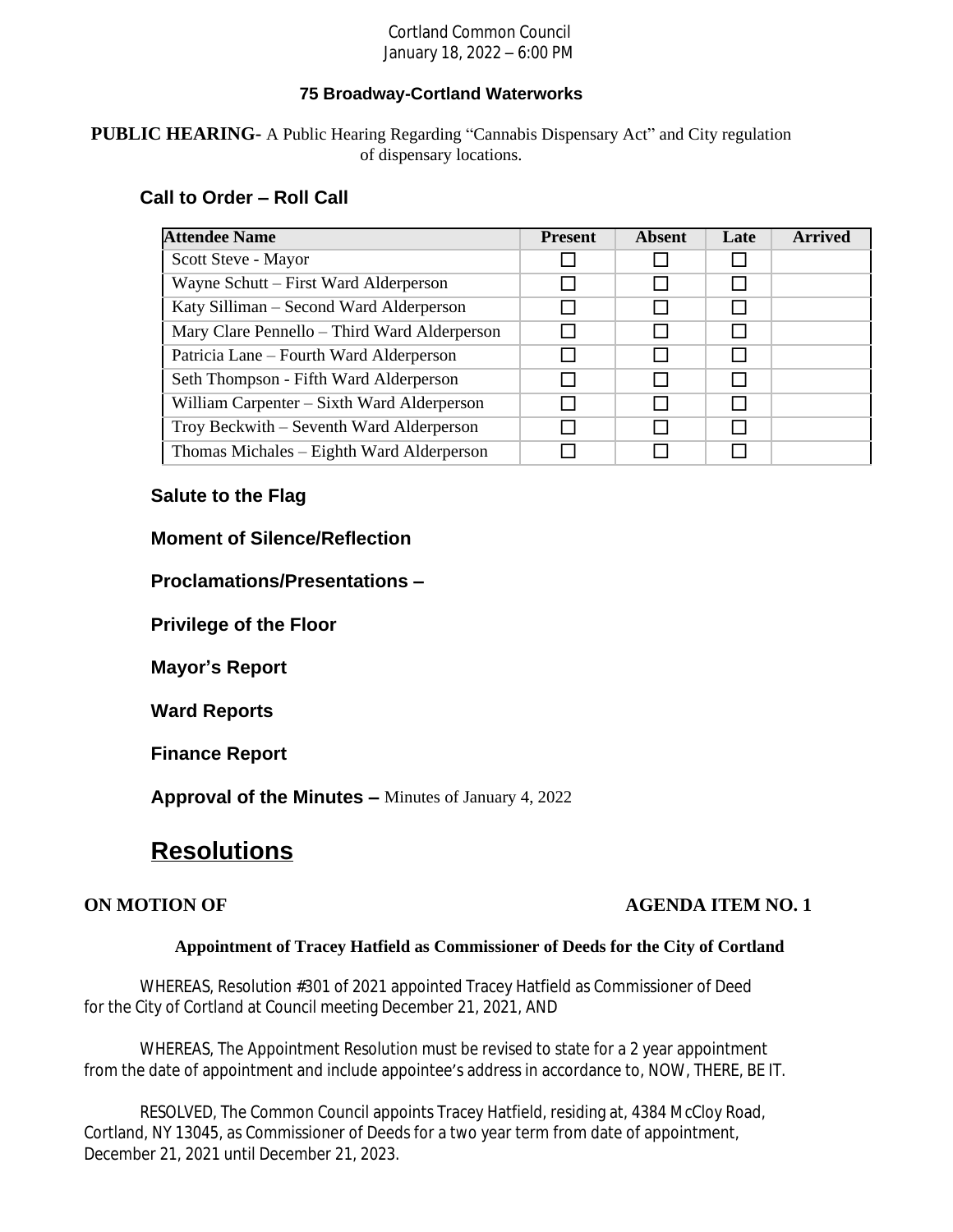Cortland Common Council
January 18, 2022 – 6:00 PM

**75 Broadway-Cortland Waterworks**

**PUBLIC HEARING-** A Public Hearing Regarding "Cannabis Dispensary Act" and City regulation of dispensary locations.

## Call to Order – Roll Call

| Attendee Name | Present | Absent | Late | Arrived |
|---|---|---|---|---|
| Scott Steve - Mayor | ☐ | ☐ | ☐ | |
| Wayne Schutt – First Ward Alderperson | ☐ | ☐ | ☐ | |
| Katy Silliman – Second Ward Alderperson | ☐ | ☐ | ☐ | |
| Mary Clare Pennello – Third Ward Alderperson | ☐ | ☐ | ☐ | |
| Patricia Lane – Fourth Ward Alderperson | ☐ | ☐ | ☐ | |
| Seth Thompson - Fifth Ward Alderperson | ☐ | ☐ | ☐ | |
| William Carpenter – Sixth Ward Alderperson | ☐ | ☐ | ☐ | |
| Troy Beckwith – Seventh Ward Alderperson | ☐ | ☐ | ☐ | |
| Thomas Michales – Eighth Ward Alderperson | ☐ | ☐ | ☐ | |

**Salute to the Flag**

**Moment of Silence/Reflection**

**Proclamations/Presentations –**

**Privilege of the Floor**

**Mayor's Report**

**Ward Reports**

**Finance Report**

**Approval of the Minutes –** Minutes of January 4, 2022

# Resolutions

**ON MOTION OF** **AGENDA ITEM NO. 1**

**Appointment of Tracey Hatfield as Commissioner of Deeds for the City of Cortland**

WHEREAS, Resolution #301 of 2021 appointed Tracey Hatfield as Commissioner of Deed for the City of Cortland at Council meeting December 21, 2021, AND

WHEREAS, The Appointment Resolution must be revised to state for a 2 year appointment from the date of appointment and include appointee's address in accordance to, NOW, THERE, BE IT.

RESOLVED, The Common Council appoints Tracey Hatfield, residing at, 4384 McCloy Road, Cortland, NY 13045, as Commissioner of Deeds for a two year term from date of appointment, December 21, 2021 until December 21, 2023.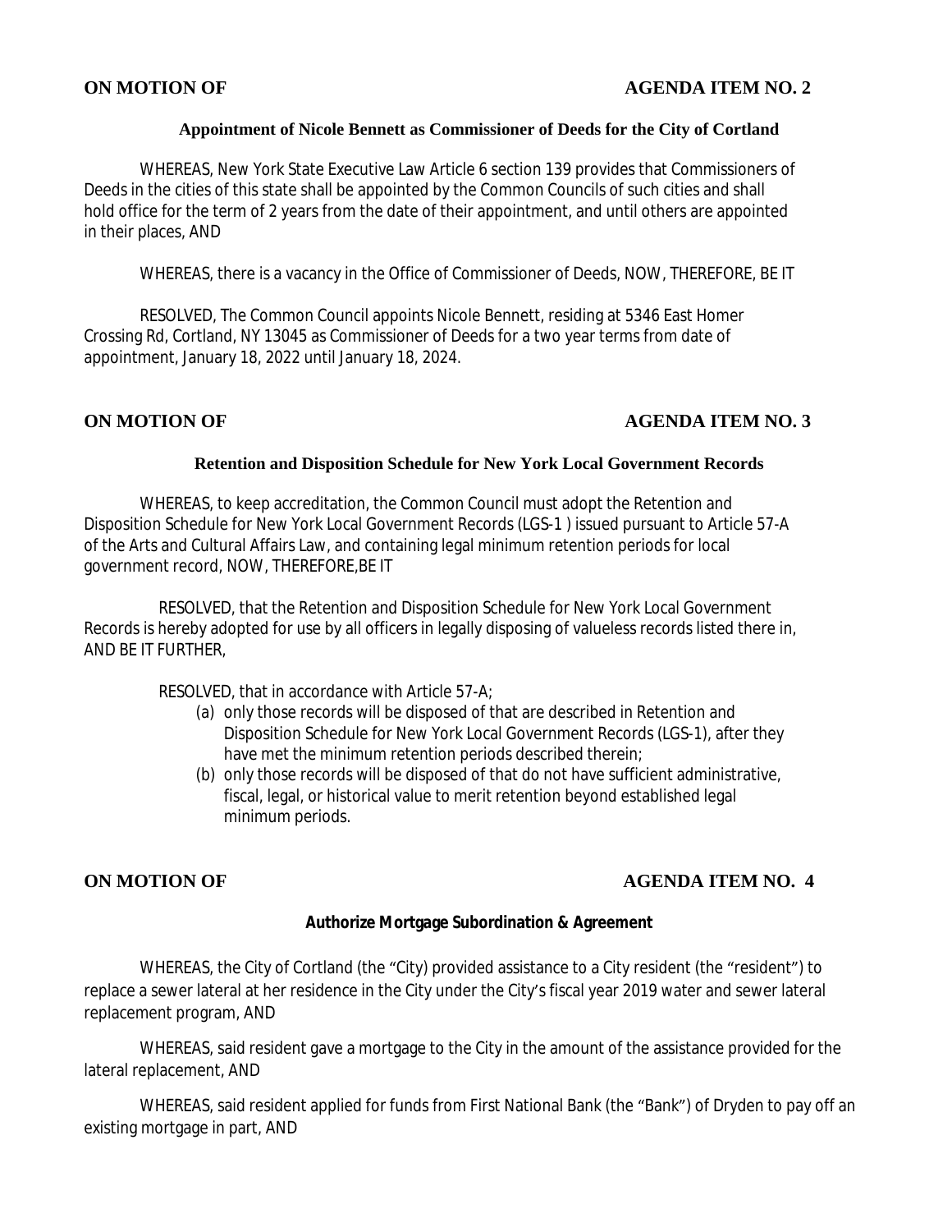**ON MOTION OF** **AGENDA ITEM NO. 2**

**Appointment of Nicole Bennett as Commissioner of Deeds for the City of Cortland**

WHEREAS, New York State Executive Law Article 6 section 139 provides that Commissioners of Deeds in the cities of this state shall be appointed by the Common Councils of such cities and shall hold office for the term of 2 years from the date of their appointment, and until others are appointed in their places, AND

WHEREAS, there is a vacancy in the Office of Commissioner of Deeds, NOW, THEREFORE, BE IT

RESOLVED, The Common Council appoints Nicole Bennett, residing at 5346 East Homer Crossing Rd, Cortland, NY 13045 as Commissioner of Deeds for a two year terms from date of appointment, January 18, 2022 until January 18, 2024.

**ON MOTION OF** **AGENDA ITEM NO. 3**

**Retention and Disposition Schedule for New York Local Government Records**

WHEREAS, to keep accreditation, the Common Council must adopt the Retention and Disposition Schedule for New York Local Government Records (LGS-1 ) issued pursuant to Article 57-A of the Arts and Cultural Affairs Law, and containing legal minimum retention periods for local government record, NOW, THEREFORE,BE IT

RESOLVED, that the Retention and Disposition Schedule for New York Local Government Records is hereby adopted for use by all officers in legally disposing of valueless records listed there in, AND BE IT FURTHER,

RESOLVED, that in accordance with Article 57-A;

(a) only those records will be disposed of that are described in Retention and Disposition Schedule for New York Local Government Records (LGS-1), after they have met the minimum retention periods described therein;
(b) only those records will be disposed of that do not have sufficient administrative, fiscal, legal, or historical value to merit retention beyond established legal minimum periods.

**ON MOTION OF** **AGENDA ITEM NO. 4**

**Authorize Mortgage Subordination & Agreement**

WHEREAS, the City of Cortland (the "City) provided assistance to a City resident (the "resident") to replace a sewer lateral at her residence in the City under the City's fiscal year 2019 water and sewer lateral replacement program, AND

WHEREAS, said resident gave a mortgage to the City in the amount of the assistance provided for the lateral replacement, AND

WHEREAS, said resident applied for funds from First National Bank (the "Bank") of Dryden to pay off an existing mortgage in part, AND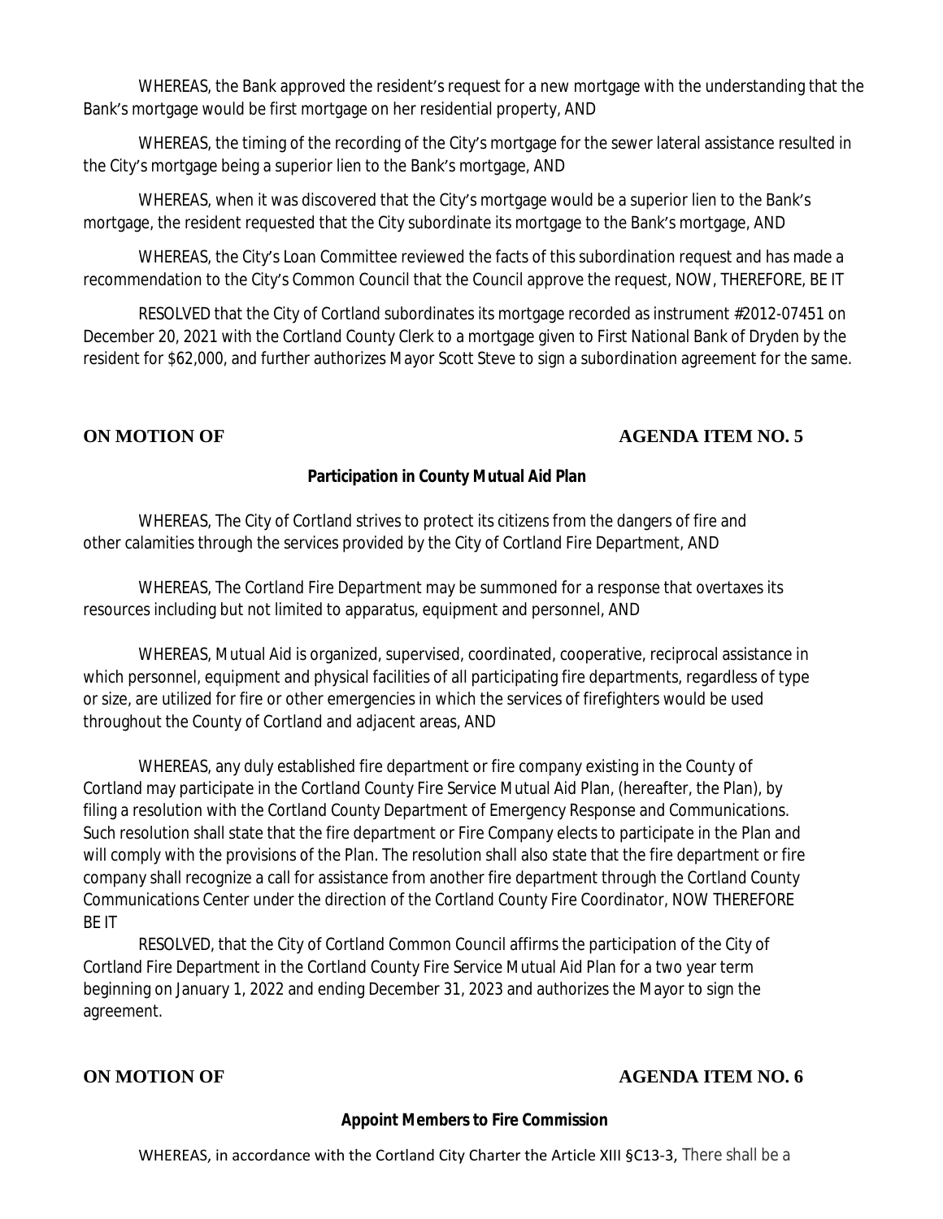WHEREAS, the Bank approved the resident's request for a new mortgage with the understanding that the Bank's mortgage would be first mortgage on her residential property, AND

WHEREAS, the timing of the recording of the City's mortgage for the sewer lateral assistance resulted in the City's mortgage being a superior lien to the Bank's mortgage, AND

WHEREAS, when it was discovered that the City's mortgage would be a superior lien to the Bank's mortgage, the resident requested that the City subordinate its mortgage to the Bank's mortgage, AND

WHEREAS, the City's Loan Committee reviewed the facts of this subordination request and has made a recommendation to the City's Common Council that the Council approve the request, NOW, THEREFORE, BE IT

RESOLVED that the City of Cortland subordinates its mortgage recorded as instrument #2012-07451 on December 20, 2021 with the Cortland County Clerk to a mortgage given to First National Bank of Dryden by the resident for $62,000, and further authorizes Mayor Scott Steve to sign a subordination agreement for the same.

**ON MOTION OF** **AGENDA ITEM NO. 5**

**Participation in County Mutual Aid Plan**

WHEREAS, The City of Cortland strives to protect its citizens from the dangers of fire and other calamities through the services provided by the City of Cortland Fire Department, AND

WHEREAS, The Cortland Fire Department may be summoned for a response that overtaxes its resources including but not limited to apparatus, equipment and personnel, AND

WHEREAS, Mutual Aid is organized, supervised, coordinated, cooperative, reciprocal assistance in which personnel, equipment and physical facilities of all participating fire departments, regardless of type or size, are utilized for fire or other emergencies in which the services of firefighters would be used throughout the County of Cortland and adjacent areas, AND

WHEREAS, any duly established fire department or fire company existing in the County of Cortland may participate in the Cortland County Fire Service Mutual Aid Plan, (hereafter, the Plan), by filing a resolution with the Cortland County Department of Emergency Response and Communications. Such resolution shall state that the fire department or Fire Company elects to participate in the Plan and will comply with the provisions of the Plan. The resolution shall also state that the fire department or fire company shall recognize a call for assistance from another fire department through the Cortland County Communications Center under the direction of the Cortland County Fire Coordinator, NOW THEREFORE BE IT

RESOLVED, that the City of Cortland Common Council affirms the participation of the City of Cortland Fire Department in the Cortland County Fire Service Mutual Aid Plan for a two year term beginning on January 1, 2022 and ending December 31, 2023 and authorizes the Mayor to sign the agreement.

**ON MOTION OF** **AGENDA ITEM NO. 6**

**Appoint Members to Fire Commission**

WHEREAS, in accordance with the Cortland City Charter the Article XIII §C13-3, There shall be a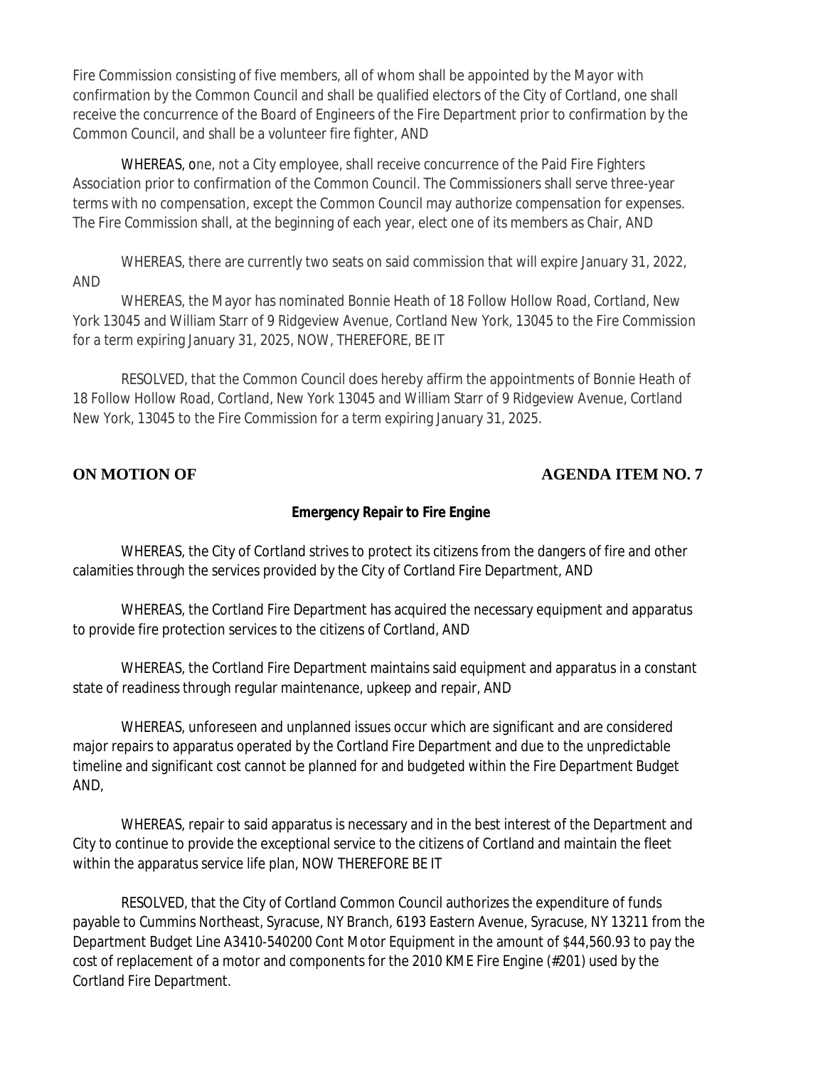Fire Commission consisting of five members, all of whom shall be appointed by the Mayor with confirmation by the Common Council and shall be qualified electors of the City of Cortland, one shall receive the concurrence of the Board of Engineers of the Fire Department prior to confirmation by the Common Council, and shall be a volunteer fire fighter, AND

WHEREAS, one, not a City employee, shall receive concurrence of the Paid Fire Fighters Association prior to confirmation of the Common Council. The Commissioners shall serve three-year terms with no compensation, except the Common Council may authorize compensation for expenses. The Fire Commission shall, at the beginning of each year, elect one of its members as Chair, AND

WHEREAS, there are currently two seats on said commission that will expire January 31, 2022, AND

WHEREAS, the Mayor has nominated Bonnie Heath of 18 Follow Hollow Road, Cortland, New York 13045 and William Starr of 9 Ridgeview Avenue, Cortland New York, 13045 to the Fire Commission for a term expiring January 31, 2025, NOW, THEREFORE, BE IT

RESOLVED, that the Common Council does hereby affirm the appointments of Bonnie Heath of 18 Follow Hollow Road, Cortland, New York 13045 and William Starr of 9 Ridgeview Avenue, Cortland New York, 13045 to the Fire Commission for a term expiring January 31, 2025.

**ON MOTION OF** **AGENDA ITEM NO. 7**

**Emergency Repair to Fire Engine**

WHEREAS, the City of Cortland strives to protect its citizens from the dangers of fire and other calamities through the services provided by the City of Cortland Fire Department, AND

WHEREAS, the Cortland Fire Department has acquired the necessary equipment and apparatus to provide fire protection services to the citizens of Cortland, AND

WHEREAS, the Cortland Fire Department maintains said equipment and apparatus in a constant state of readiness through regular maintenance, upkeep and repair, AND

WHEREAS, unforeseen and unplanned issues occur which are significant and are considered major repairs to apparatus operated by the Cortland Fire Department and due to the unpredictable timeline and significant cost cannot be planned for and budgeted within the Fire Department Budget AND,

WHEREAS, repair to said apparatus is necessary and in the best interest of the Department and City to continue to provide the exceptional service to the citizens of Cortland and maintain the fleet within the apparatus service life plan, NOW THEREFORE BE IT

RESOLVED, that the City of Cortland Common Council authorizes the expenditure of funds payable to Cummins Northeast, Syracuse, NY Branch, 6193 Eastern Avenue, Syracuse, NY 13211 from the Department Budget Line A3410-540200 Cont Motor Equipment in the amount of $44,560.93 to pay the cost of replacement of a motor and components for the 2010 KME Fire Engine (#201) used by the Cortland Fire Department.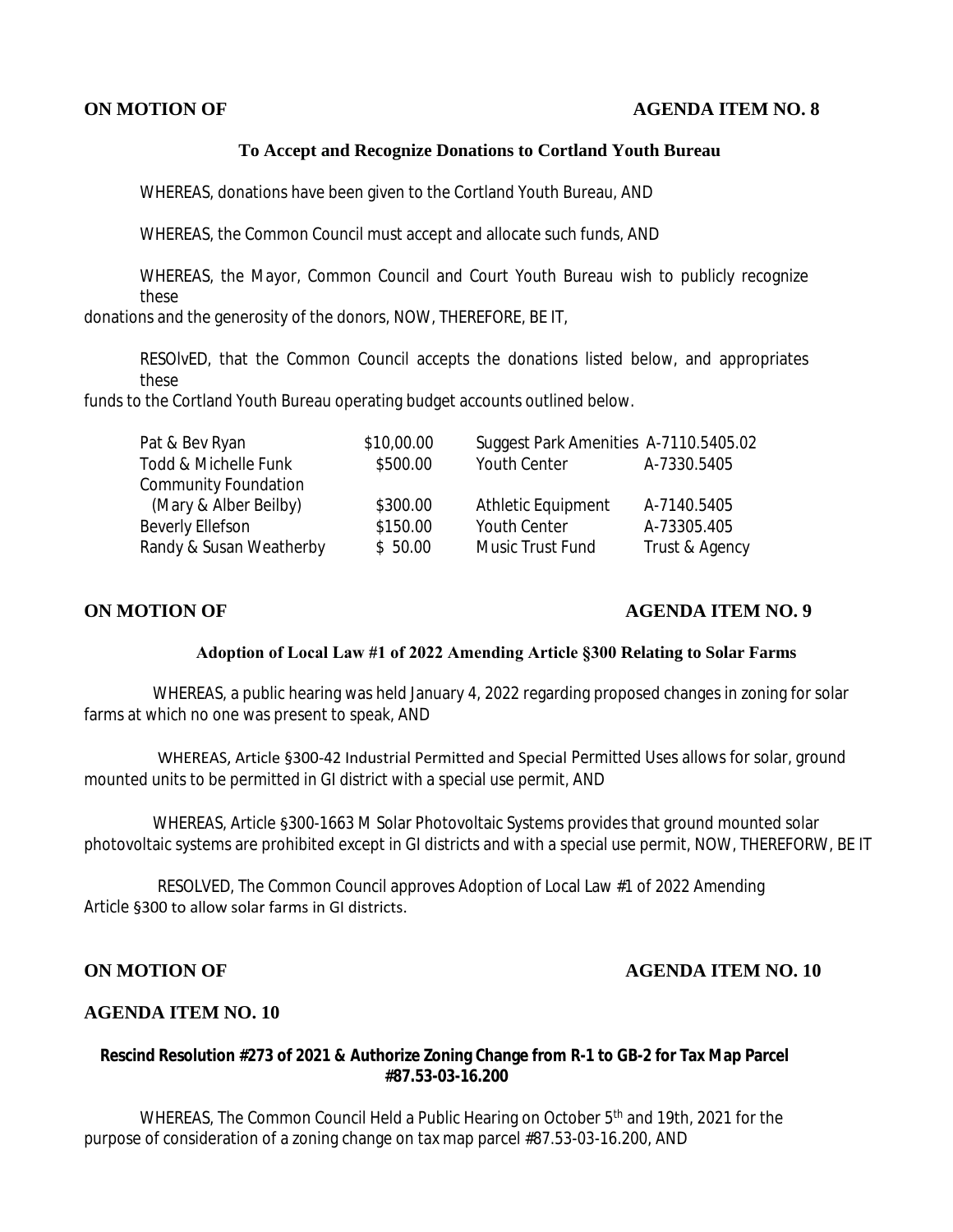**ON MOTION OF** **AGENDA ITEM NO. 8**

**To Accept and Recognize Donations to Cortland Youth Bureau**

WHEREAS, donations have been given to the Cortland Youth Bureau, AND

WHEREAS, the Common Council must accept and allocate such funds, AND

WHEREAS, the Mayor, Common Council and Court Youth Bureau wish to publicly recognize these
donations and the generosity of the donors, NOW, THEREFORE, BE IT,

RESOlvED, that the Common Council accepts the donations listed below, and appropriates these
funds to the Cortland Youth Bureau operating budget accounts outlined below.

| | | | |
|---|---|---|---|
| Pat & Bev Ryan | \$10,00.00 | Suggest Park Amenities | A-7110.5405.02 |
| Todd & Michelle Funk | \$500.00 | Youth Center | A-7330.5405 |
| Community Foundation (Mary & Alber Beilby) | \$300.00 | Athletic Equipment | A-7140.5405 |
| Beverly Ellefson | \$150.00 | Youth Center | A-73305.405 |
| Randy & Susan Weatherby | \$ 50.00 | Music Trust Fund | Trust & Agency |

**ON MOTION OF** **AGENDA ITEM NO. 9**

**Adoption of Local Law #1 of 2022 Amending Article §300 Relating to Solar Farms**

WHEREAS, a public hearing was held January 4, 2022 regarding proposed changes in zoning for solar farms at which no one was present to speak, AND

WHEREAS, Article §300-42 Industrial Permitted and Special Permitted Uses allows for solar, ground mounted units to be permitted in GI district with a special use permit, AND

WHEREAS, Article §300-1663 M Solar Photovoltaic Systems provides that ground mounted solar photovoltaic systems are prohibited except in GI districts and with a special use permit, NOW, THEREFORW, BE IT

RESOLVED, The Common Council approves Adoption of Local Law #1 of 2022 Amending Article §300 to allow solar farms in GI districts.

**ON MOTION OF** **AGENDA ITEM NO. 10**

**AGENDA ITEM NO. 10**

**Rescind Resolution #273 of 2021 & Authorize Zoning Change from R-1 to GB-2 for Tax Map Parcel #87.53-03-16.200**

WHEREAS, The Common Council Held a Public Hearing on October 5th and 19th, 2021 for the purpose of consideration of a zoning change on tax map parcel #87.53-03-16.200, AND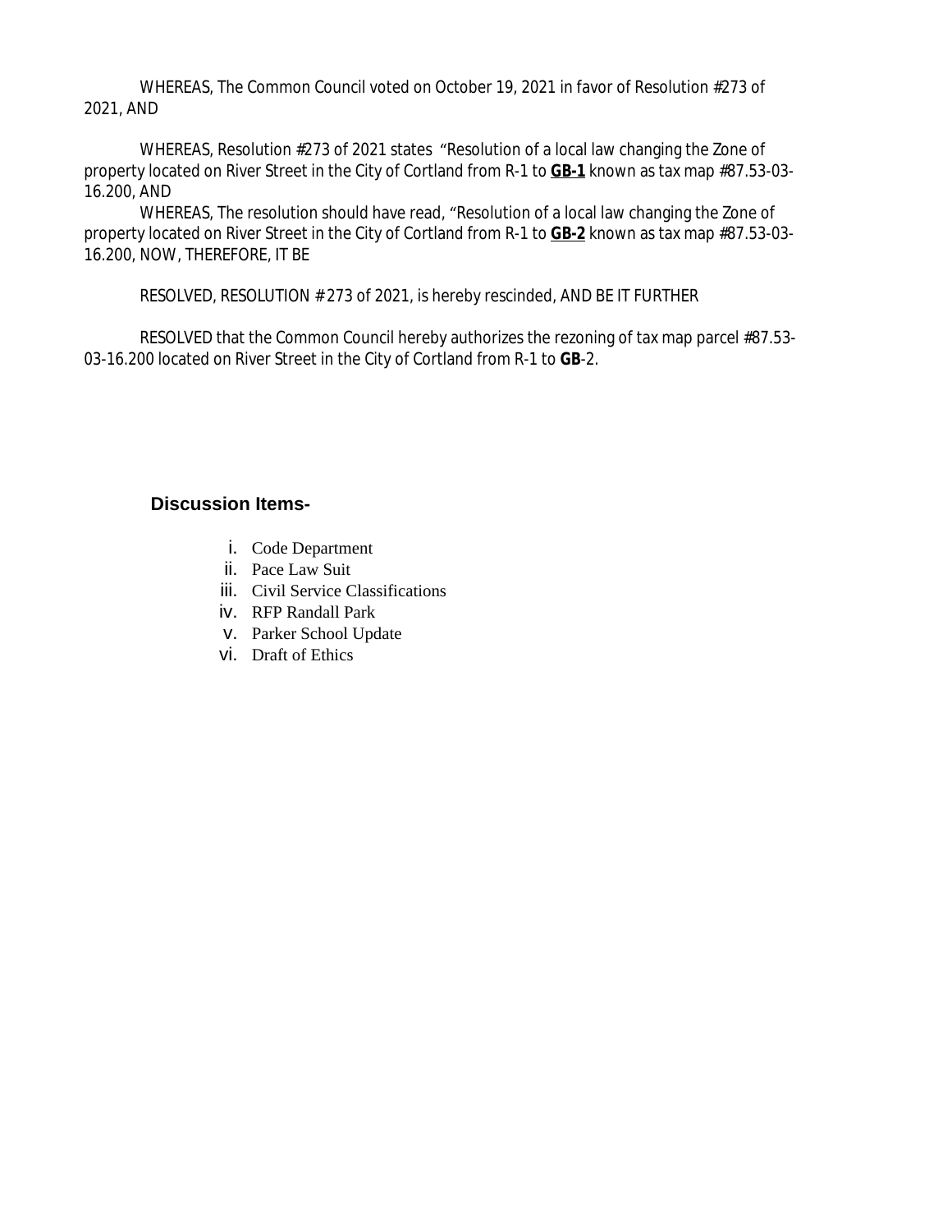WHEREAS, The Common Council voted on October 19, 2021 in favor of Resolution #273 of 2021, AND

WHEREAS, Resolution #273 of 2021 states "Resolution of a local law changing the Zone of property located on River Street in the City of Cortland from R-1 to **GB-1** known as tax map #87.53-03-16.200, AND

WHEREAS, The resolution should have read, "Resolution of a local law changing the Zone of property located on River Street in the City of Cortland from R-1 to **GB-2** known as tax map #87.53-03-16.200, NOW, THEREFORE, IT BE

RESOLVED, RESOLUTION # 273 of 2021, is hereby rescinded, AND BE IT FURTHER

RESOLVED that the Common Council hereby authorizes the rezoning of tax map parcel #87.53-03-16.200 located on River Street in the City of Cortland from R-1 to **GB**-2.

## Discussion Items-

i. Code Department
ii. Pace Law Suit
iii. Civil Service Classifications
iv. RFP Randall Park
v. Parker School Update
vi. Draft of Ethics